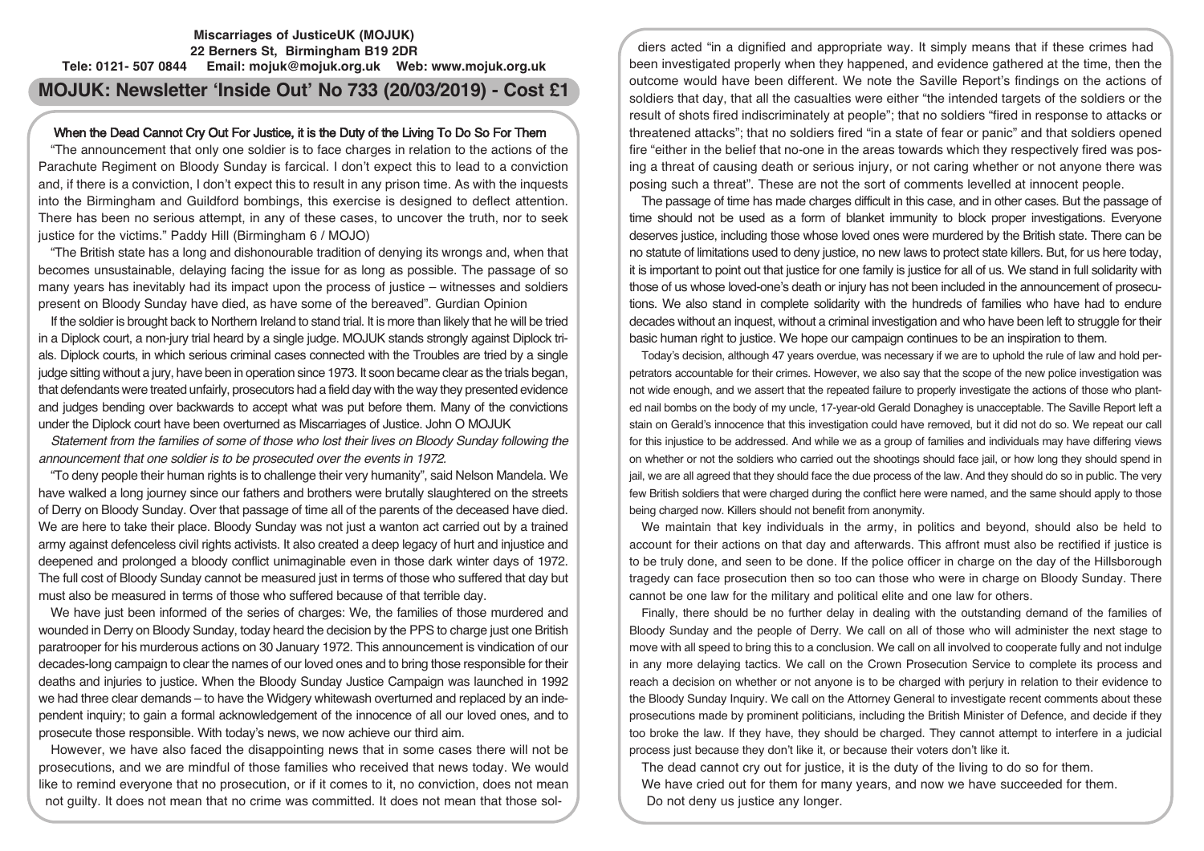**Miscarriages of JusticeUK (MOJUK)**
**22 Berners St, Birmingham B19 2DR**
**Tele: 0121- 507 0844 Email: mojuk@mojuk.org.uk Web: www.mojuk.org.uk**

# MOJUK: Newsletter 'Inside Out' No 733 (20/03/2019) - Cost £1

## When the Dead Cannot Cry Out For Justice, it is the Duty of the Living To Do So For Them

"The announcement that only one soldier is to face charges in relation to the actions of the Parachute Regiment on Bloody Sunday is farcical. I don't expect this to lead to a conviction and, if there is a conviction, I don't expect this to result in any prison time. As with the inquests into the Birmingham and Guildford bombings, this exercise is designed to deflect attention. There has been no serious attempt, in any of these cases, to uncover the truth, nor to seek justice for the victims." Paddy Hill (Birmingham 6 / MOJO)

"The British state has a long and dishonourable tradition of denying its wrongs and, when that becomes unsustainable, delaying facing the issue for as long as possible. The passage of so many years has inevitably had its impact upon the process of justice – witnesses and soldiers present on Bloody Sunday have died, as have some of the bereaved". Gurdian Opinion

If the soldier is brought back to Northern Ireland to stand trial. It is more than likely that he will be tried in a Diplock court, a non-jury trial heard by a single judge. MOJUK stands strongly against Diplock trials. Diplock courts, in which serious criminal cases connected with the Troubles are tried by a single judge sitting without a jury, have been in operation since 1973. It soon became clear as the trials began, that defendants were treated unfairly, prosecutors had a field day with the way they presented evidence and judges bending over backwards to accept what was put before them. Many of the convictions under the Diplock court have been overturned as Miscarriages of Justice. John O MOJUK

*Statement from the families of some of those who lost their lives on Bloody Sunday following the announcement that one soldier is to be prosecuted over the events in 1972.*

"To deny people their human rights is to challenge their very humanity", said Nelson Mandela. We have walked a long journey since our fathers and brothers were brutally slaughtered on the streets of Derry on Bloody Sunday. Over that passage of time all of the parents of the deceased have died. We are here to take their place. Bloody Sunday was not just a wanton act carried out by a trained army against defenceless civil rights activists. It also created a deep legacy of hurt and injustice and deepened and prolonged a bloody conflict unimaginable even in those dark winter days of 1972. The full cost of Bloody Sunday cannot be measured just in terms of those who suffered that day but must also be measured in terms of those who suffered because of that terrible day.

We have just been informed of the series of charges: We, the families of those murdered and wounded in Derry on Bloody Sunday, today heard the decision by the PPS to charge just one British paratrooper for his murderous actions on 30 January 1972. This announcement is vindication of our decades-long campaign to clear the names of our loved ones and to bring those responsible for their deaths and injuries to justice. When the Bloody Sunday Justice Campaign was launched in 1992 we had three clear demands – to have the Widgery whitewash overturned and replaced by an independent inquiry; to gain a formal acknowledgement of the innocence of all our loved ones, and to prosecute those responsible. With today's news, we now achieve our third aim.

However, we have also faced the disappointing news that in some cases there will not be prosecutions, and we are mindful of those families who received that news today. We would like to remind everyone that no prosecution, or if it comes to it, no conviction, does not mean not guilty. It does not mean that no crime was committed. It does not mean that those soldiers acted "in a dignified and appropriate way. It simply means that if these crimes had been investigated properly when they happened, and evidence gathered at the time, then the outcome would have been different. We note the Saville Report's findings on the actions of soldiers that day, that all the casualties were either "the intended targets of the soldiers or the result of shots fired indiscriminately at people"; that no soldiers "fired in response to attacks or threatened attacks"; that no soldiers fired "in a state of fear or panic" and that soldiers opened fire "either in the belief that no-one in the areas towards which they respectively fired was posing a threat of causing death or serious injury, or not caring whether or not anyone there was posing such a threat". These are not the sort of comments levelled at innocent people.

The passage of time has made charges difficult in this case, and in other cases. But the passage of time should not be used as a form of blanket immunity to block proper investigations. Everyone deserves justice, including those whose loved ones were murdered by the British state. There can be no statute of limitations used to deny justice, no new laws to protect state killers. But, for us here today, it is important to point out that justice for one family is justice for all of us. We stand in full solidarity with those of us whose loved-one's death or injury has not been included in the announcement of prosecutions. We also stand in complete solidarity with the hundreds of families who have had to endure decades without an inquest, without a criminal investigation and who have been left to struggle for their basic human right to justice. We hope our campaign continues to be an inspiration to them.

Today's decision, although 47 years overdue, was necessary if we are to uphold the rule of law and hold perpetrators accountable for their crimes. However, we also say that the scope of the new police investigation was not wide enough, and we assert that the repeated failure to properly investigate the actions of those who planted nail bombs on the body of my uncle, 17-year-old Gerald Donaghey is unacceptable. The Saville Report left a stain on Gerald's innocence that this investigation could have removed, but it did not do so. We repeat our call for this injustice to be addressed. And while we as a group of families and individuals may have differing views on whether or not the soldiers who carried out the shootings should face jail, or how long they should spend in jail, we are all agreed that they should face the due process of the law. And they should do so in public. The very few British soldiers that were charged during the conflict here were named, and the same should apply to those being charged now. Killers should not benefit from anonymity.

We maintain that key individuals in the army, in politics and beyond, should also be held to account for their actions on that day and afterwards. This affront must also be rectified if justice is to be truly done, and seen to be done. If the police officer in charge on the day of the Hillsborough tragedy can face prosecution then so too can those who were in charge on Bloody Sunday. There cannot be one law for the military and political elite and one law for others.

Finally, there should be no further delay in dealing with the outstanding demand of the families of Bloody Sunday and the people of Derry. We call on all of those who will administer the next stage to move with all speed to bring this to a conclusion. We call on all involved to cooperate fully and not indulge in any more delaying tactics. We call on the Crown Prosecution Service to complete its process and reach a decision on whether or not anyone is to be charged with perjury in relation to their evidence to the Bloody Sunday Inquiry. We call on the Attorney General to investigate recent comments about these prosecutions made by prominent politicians, including the British Minister of Defence, and decide if they too broke the law. If they have, they should be charged. They cannot attempt to interfere in a judicial process just because they don't like it, or because their voters don't like it.

The dead cannot cry out for justice, it is the duty of the living to do so for them.

We have cried out for them for many years, and now we have succeeded for them.

Do not deny us justice any longer.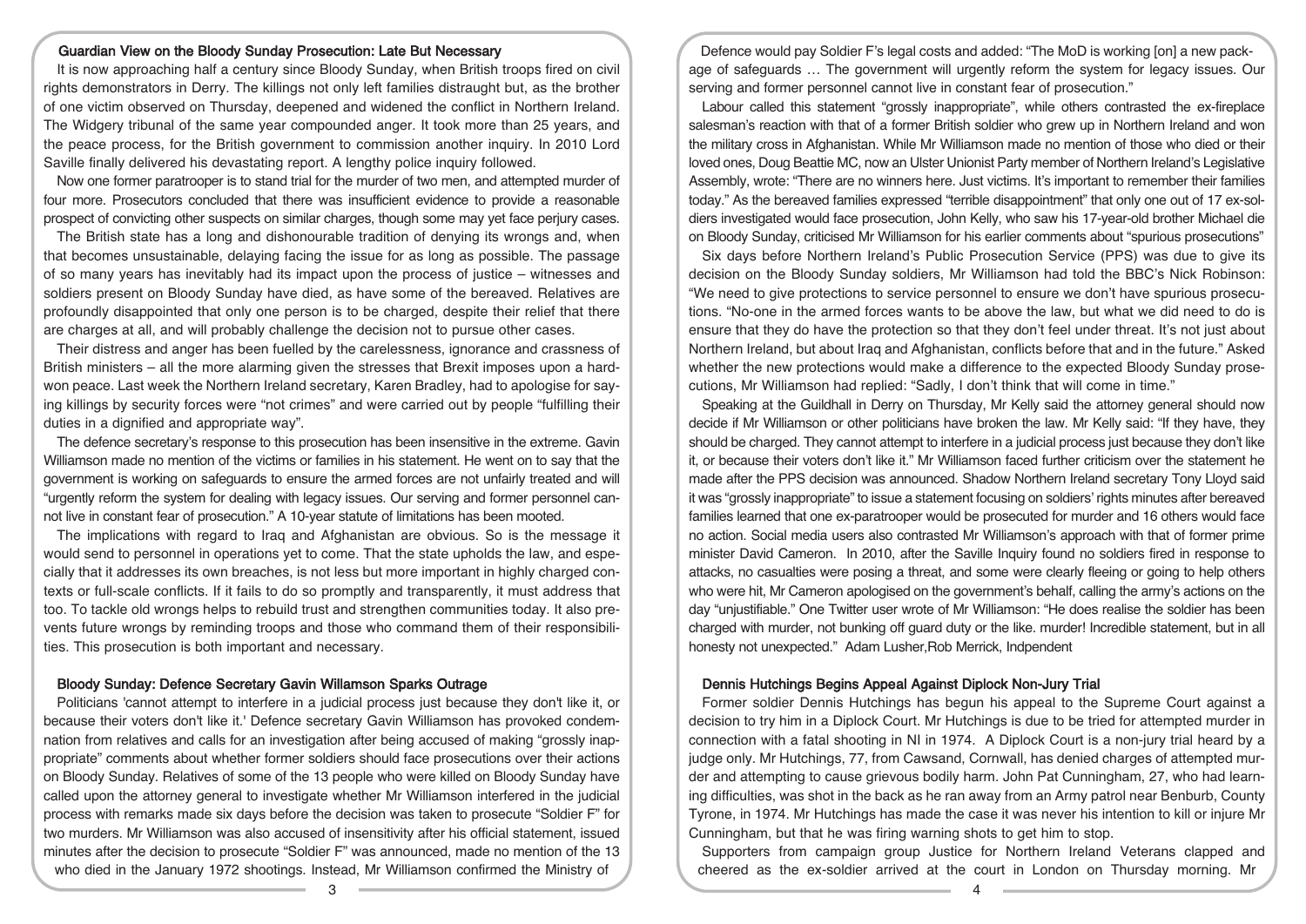## Guardian View on the Bloody Sunday Prosecution: Late But Necessary

It is now approaching half a century since Bloody Sunday, when British troops fired on civil rights demonstrators in Derry. The killings not only left families distraught but, as the brother of one victim observed on Thursday, deepened and widened the conflict in Northern Ireland. The Widgery tribunal of the same year compounded anger. It took more than 25 years, and the peace process, for the British government to commission another inquiry. In 2010 Lord Saville finally delivered his devastating report. A lengthy police inquiry followed.

Now one former paratrooper is to stand trial for the murder of two men, and attempted murder of four more. Prosecutors concluded that there was insufficient evidence to provide a reasonable prospect of convicting other suspects on similar charges, though some may yet face perjury cases.

The British state has a long and dishonourable tradition of denying its wrongs and, when that becomes unsustainable, delaying facing the issue for as long as possible. The passage of so many years has inevitably had its impact upon the process of justice – witnesses and soldiers present on Bloody Sunday have died, as have some of the bereaved. Relatives are profoundly disappointed that only one person is to be charged, despite their relief that there are charges at all, and will probably challenge the decision not to pursue other cases.

Their distress and anger has been fuelled by the carelessness, ignorance and crassness of British ministers – all the more alarming given the stresses that Brexit imposes upon a hard-won peace. Last week the Northern Ireland secretary, Karen Bradley, had to apologise for saying killings by security forces were "not crimes" and were carried out by people "fulfilling their duties in a dignified and appropriate way".

The defence secretary's response to this prosecution has been insensitive in the extreme. Gavin Williamson made no mention of the victims or families in his statement. He went on to say that the government is working on safeguards to ensure the armed forces are not unfairly treated and will "urgently reform the system for dealing with legacy issues. Our serving and former personnel cannot live in constant fear of prosecution." A 10-year statute of limitations has been mooted.

The implications with regard to Iraq and Afghanistan are obvious. So is the message it would send to personnel in operations yet to come. That the state upholds the law, and especially that it addresses its own breaches, is not less but more important in highly charged contexts or full-scale conflicts. If it fails to do so promptly and transparently, it must address that too. To tackle old wrongs helps to rebuild trust and strengthen communities today. It also prevents future wrongs by reminding troops and those who command them of their responsibilities. This prosecution is both important and necessary.

## Bloody Sunday: Defence Secretary Gavin Willamson Sparks Outrage

Politicians 'cannot attempt to interfere in a judicial process just because they don't like it, or because their voters don't like it.' Defence secretary Gavin Williamson has provoked condemnation from relatives and calls for an investigation after being accused of making "grossly inappropriate" comments about whether former soldiers should face prosecutions over their actions on Bloody Sunday. Relatives of some of the 13 people who were killed on Bloody Sunday have called upon the attorney general to investigate whether Mr Williamson interfered in the judicial process with remarks made six days before the decision was taken to prosecute "Soldier F" for two murders. Mr Williamson was also accused of insensitivity after his official statement, issued minutes after the decision to prosecute "Soldier F" was announced, made no mention of the 13 who died in the January 1972 shootings. Instead, Mr Williamson confirmed the Ministry of Defence would pay Soldier F's legal costs and added: "The MoD is working [on] a new package of safeguards … The government will urgently reform the system for legacy issues. Our serving and former personnel cannot live in constant fear of prosecution."

Labour called this statement "grossly inappropriate", while others contrasted the ex-fireplace salesman's reaction with that of a former British soldier who grew up in Northern Ireland and won the military cross in Afghanistan. While Mr Williamson made no mention of those who died or their loved ones, Doug Beattie MC, now an Ulster Unionist Party member of Northern Ireland's Legislative Assembly, wrote: "There are no winners here. Just victims. It's important to remember their families today." As the bereaved families expressed "terrible disappointment" that only one out of 17 ex-soldiers investigated would face prosecution, John Kelly, who saw his 17-year-old brother Michael die on Bloody Sunday, criticised Mr Williamson for his earlier comments about "spurious prosecutions"

Six days before Northern Ireland's Public Prosecution Service (PPS) was due to give its decision on the Bloody Sunday soldiers, Mr Williamson had told the BBC's Nick Robinson: "We need to give protections to service personnel to ensure we don't have spurious prosecutions. "No-one in the armed forces wants to be above the law, but what we did need to do is ensure that they do have the protection so that they don't feel under threat. It's not just about Northern Ireland, but about Iraq and Afghanistan, conflicts before that and in the future." Asked whether the new protections would make a difference to the expected Bloody Sunday prosecutions, Mr Williamson had replied: "Sadly, I don't think that will come in time."

Speaking at the Guildhall in Derry on Thursday, Mr Kelly said the attorney general should now decide if Mr Williamson or other politicians have broken the law. Mr Kelly said: "If they have, they should be charged. They cannot attempt to interfere in a judicial process just because they don't like it, or because their voters don't like it." Mr Williamson faced further criticism over the statement he made after the PPS decision was announced. Shadow Northern Ireland secretary Tony Lloyd said it was "grossly inappropriate" to issue a statement focusing on soldiers' rights minutes after bereaved families learned that one ex-paratrooper would be prosecuted for murder and 16 others would face no action. Social media users also contrasted Mr Williamson's approach with that of former prime minister David Cameron. In 2010, after the Saville Inquiry found no soldiers fired in response to attacks, no casualties were posing a threat, and some were clearly fleeing or going to help others who were hit, Mr Cameron apologised on the government's behalf, calling the army's actions on the day "unjustifiable." One Twitter user wrote of Mr Williamson: "He does realise the soldier has been charged with murder, not bunking off guard duty or the like. murder! Incredible statement, but in all honesty not unexpected." Adam Lusher,Rob Merrick, Indpendent

## Dennis Hutchings Begins Appeal Against Diplock Non-Jury Trial

Former soldier Dennis Hutchings has begun his appeal to the Supreme Court against a decision to try him in a Diplock Court. Mr Hutchings is due to be tried for attempted murder in connection with a fatal shooting in NI in 1974. A Diplock Court is a non-jury trial heard by a judge only. Mr Hutchings, 77, from Cawsand, Cornwall, has denied charges of attempted murder and attempting to cause grievous bodily harm. John Pat Cunningham, 27, who had learning difficulties, was shot in the back as he ran away from an Army patrol near Benburb, County Tyrone, in 1974. Mr Hutchings has made the case it was never his intention to kill or injure Mr Cunningham, but that he was firing warning shots to get him to stop.

Supporters from campaign group Justice for Northern Ireland Veterans clapped and cheered as the ex-soldier arrived at the court in London on Thursday morning. Mr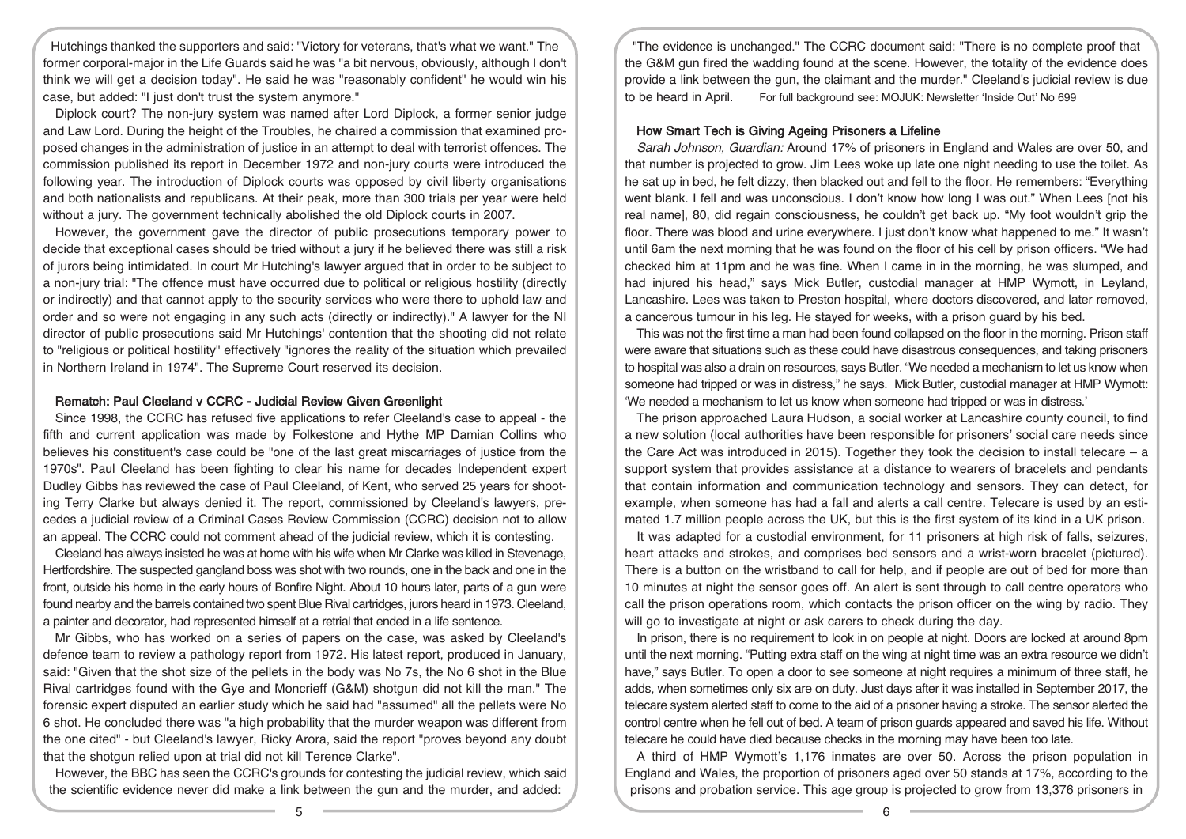Hutchings thanked the supporters and said: "Victory for veterans, that's what we want." The former corporal-major in the Life Guards said he was "a bit nervous, obviously, although I don't think we will get a decision today". He said he was "reasonably confident" he would win his case, but added: "I just don't trust the system anymore."

Diplock court? The non-jury system was named after Lord Diplock, a former senior judge and Law Lord. During the height of the Troubles, he chaired a commission that examined proposed changes in the administration of justice in an attempt to deal with terrorist offences. The commission published its report in December 1972 and non-jury courts were introduced the following year. The introduction of Diplock courts was opposed by civil liberty organisations and both nationalists and republicans. At their peak, more than 300 trials per year were held without a jury. The government technically abolished the old Diplock courts in 2007.

However, the government gave the director of public prosecutions temporary power to decide that exceptional cases should be tried without a jury if he believed there was still a risk of jurors being intimidated. In court Mr Hutching's lawyer argued that in order to be subject to a non-jury trial: "The offence must have occurred due to political or religious hostility (directly or indirectly) and that cannot apply to the security services who were there to uphold law and order and so were not engaging in any such acts (directly or indirectly)." A lawyer for the NI director of public prosecutions said Mr Hutchings' contention that the shooting did not relate to "religious or political hostility" effectively "ignores the reality of the situation which prevailed in Northern Ireland in 1974". The Supreme Court reserved its decision.

### Rematch: Paul Cleeland v CCRC - Judicial Review Given Greenlight

Since 1998, the CCRC has refused five applications to refer Cleeland's case to appeal - the fifth and current application was made by Folkestone and Hythe MP Damian Collins who believes his constituent's case could be "one of the last great miscarriages of justice from the 1970s". Paul Cleeland has been fighting to clear his name for decades Independent expert Dudley Gibbs has reviewed the case of Paul Cleeland, of Kent, who served 25 years for shooting Terry Clarke but always denied it. The report, commissioned by Cleeland's lawyers, precedes a judicial review of a Criminal Cases Review Commission (CCRC) decision not to allow an appeal. The CCRC could not comment ahead of the judicial review, which it is contesting.

Cleeland has always insisted he was at home with his wife when Mr Clarke was killed in Stevenage, Hertfordshire. The suspected gangland boss was shot with two rounds, one in the back and one in the front, outside his home in the early hours of Bonfire Night. About 10 hours later, parts of a gun were found nearby and the barrels contained two spent Blue Rival cartridges, jurors heard in 1973. Cleeland, a painter and decorator, had represented himself at a retrial that ended in a life sentence.

Mr Gibbs, who has worked on a series of papers on the case, was asked by Cleeland's defence team to review a pathology report from 1972. His latest report, produced in January, said: "Given that the shot size of the pellets in the body was No 7s, the No 6 shot in the Blue Rival cartridges found with the Gye and Moncrieff (G&M) shotgun did not kill the man." The forensic expert disputed an earlier study which he said had "assumed" all the pellets were No 6 shot. He concluded there was "a high probability that the murder weapon was different from the one cited" - but Cleeland's lawyer, Ricky Arora, said the report "proves beyond any doubt that the shotgun relied upon at trial did not kill Terence Clarke".

However, the BBC has seen the CCRC's grounds for contesting the judicial review, which said the scientific evidence never did make a link between the gun and the murder, and added: "The evidence is unchanged." The CCRC document said: "There is no complete proof that the G&M gun fired the wadding found at the scene. However, the totality of the evidence does provide a link between the gun, the claimant and the murder." Cleeland's judicial review is due to be heard in April. For full background see: MOJUK: Newsletter 'Inside Out' No 699

### How Smart Tech is Giving Ageing Prisoners a Lifeline

*Sarah Johnson, Guardian:* Around 17% of prisoners in England and Wales are over 50, and that number is projected to grow. Jim Lees woke up late one night needing to use the toilet. As he sat up in bed, he felt dizzy, then blacked out and fell to the floor. He remembers: "Everything went blank. I fell and was unconscious. I don't know how long I was out." When Lees [not his real name], 80, did regain consciousness, he couldn't get back up. "My foot wouldn't grip the floor. There was blood and urine everywhere. I just don't know what happened to me." It wasn't until 6am the next morning that he was found on the floor of his cell by prison officers. "We had checked him at 11pm and he was fine. When I came in in the morning, he was slumped, and had injured his head," says Mick Butler, custodial manager at HMP Wymott, in Leyland, Lancashire. Lees was taken to Preston hospital, where doctors discovered, and later removed, a cancerous tumour in his leg. He stayed for weeks, with a prison guard by his bed.

This was not the first time a man had been found collapsed on the floor in the morning. Prison staff were aware that situations such as these could have disastrous consequences, and taking prisoners to hospital was also a drain on resources, says Butler. "We needed a mechanism to let us know when someone had tripped or was in distress," he says. Mick Butler, custodial manager at HMP Wymott: 'We needed a mechanism to let us know when someone had tripped or was in distress.'

The prison approached Laura Hudson, a social worker at Lancashire county council, to find a new solution (local authorities have been responsible for prisoners' social care needs since the Care Act was introduced in 2015). Together they took the decision to install telecare – a support system that provides assistance at a distance to wearers of bracelets and pendants that contain information and communication technology and sensors. They can detect, for example, when someone has had a fall and alerts a call centre. Telecare is used by an estimated 1.7 million people across the UK, but this is the first system of its kind in a UK prison.

It was adapted for a custodial environment, for 11 prisoners at high risk of falls, seizures, heart attacks and strokes, and comprises bed sensors and a wrist-worn bracelet (pictured). There is a button on the wristband to call for help, and if people are out of bed for more than 10 minutes at night the sensor goes off. An alert is sent through to call centre operators who call the prison operations room, which contacts the prison officer on the wing by radio. They will go to investigate at night or ask carers to check during the day.

In prison, there is no requirement to look in on people at night. Doors are locked at around 8pm until the next morning. "Putting extra staff on the wing at night time was an extra resource we didn't have," says Butler. To open a door to see someone at night requires a minimum of three staff, he adds, when sometimes only six are on duty. Just days after it was installed in September 2017, the telecare system alerted staff to come to the aid of a prisoner having a stroke. The sensor alerted the control centre when he fell out of bed. A team of prison guards appeared and saved his life. Without telecare he could have died because checks in the morning may have been too late.

A third of HMP Wymott's 1,176 inmates are over 50. Across the prison population in England and Wales, the proportion of prisoners aged over 50 stands at 17%, according to the prisons and probation service. This age group is projected to grow from 13,376 prisoners in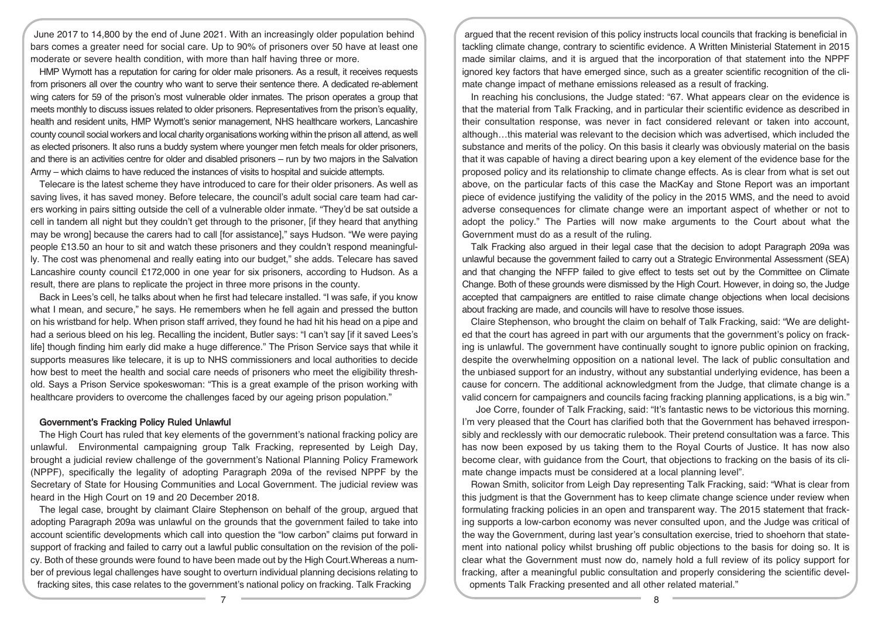June 2017 to 14,800 by the end of June 2021. With an increasingly older population behind bars comes a greater need for social care. Up to 90% of prisoners over 50 have at least one moderate or severe health condition, with more than half having three or more.

HMP Wymott has a reputation for caring for older male prisoners. As a result, it receives requests from prisoners all over the country who want to serve their sentence there. A dedicated re-ablement wing caters for 59 of the prison's most vulnerable older inmates. The prison operates a group that meets monthly to discuss issues related to older prisoners. Representatives from the prison's equality, health and resident units, HMP Wymott's senior management, NHS healthcare workers, Lancashire county council social workers and local charity organisations working within the prison all attend, as well as elected prisoners. It also runs a buddy system where younger men fetch meals for older prisoners, and there is an activities centre for older and disabled prisoners – run by two majors in the Salvation Army – which claims to have reduced the instances of visits to hospital and suicide attempts.

Telecare is the latest scheme they have introduced to care for their older prisoners. As well as saving lives, it has saved money. Before telecare, the council's adult social care team had carers working in pairs sitting outside the cell of a vulnerable older inmate. "They'd be sat outside a cell in tandem all night but they couldn't get through to the prisoner, [if they heard that anything may be wrong] because the carers had to call [for assistance]," says Hudson. "We were paying people £13.50 an hour to sit and watch these prisoners and they couldn't respond meaningfully. The cost was phenomenal and really eating into our budget," she adds. Telecare has saved Lancashire county council £172,000 in one year for six prisoners, according to Hudson. As a result, there are plans to replicate the project in three more prisons in the county.

Back in Lees's cell, he talks about when he first had telecare installed. "I was safe, if you know what I mean, and secure," he says. He remembers when he fell again and pressed the button on his wristband for help. When prison staff arrived, they found he had hit his head on a pipe and had a serious bleed on his leg. Recalling the incident, Butler says: "I can't say [if it saved Lees's life] though finding him early did make a huge difference." The Prison Service says that while it supports measures like telecare, it is up to NHS commissioners and local authorities to decide how best to meet the health and social care needs of prisoners who meet the eligibility threshold. Says a Prison Service spokeswoman: "This is a great example of the prison working with healthcare providers to overcome the challenges faced by our ageing prison population."

## Government's Fracking Policy Ruled Unlawful

The High Court has ruled that key elements of the government's national fracking policy are unlawful. Environmental campaigning group Talk Fracking, represented by Leigh Day, brought a judicial review challenge of the government's National Planning Policy Framework (NPPF), specifically the legality of adopting Paragraph 209a of the revised NPPF by the Secretary of State for Housing Communities and Local Government. The judicial review was heard in the High Court on 19 and 20 December 2018.

The legal case, brought by claimant Claire Stephenson on behalf of the group, argued that adopting Paragraph 209a was unlawful on the grounds that the government failed to take into account scientific developments which call into question the "low carbon" claims put forward in support of fracking and failed to carry out a lawful public consultation on the revision of the policy. Both of these grounds were found to have been made out by the High Court.Whereas a number of previous legal challenges have sought to overturn individual planning decisions relating to fracking sites, this case relates to the government's national policy on fracking. Talk Fracking argued that the recent revision of this policy instructs local councils that fracking is beneficial in tackling climate change, contrary to scientific evidence. A Written Ministerial Statement in 2015 made similar claims, and it is argued that the incorporation of that statement into the NPPF ignored key factors that have emerged since, such as a greater scientific recognition of the climate change impact of methane emissions released as a result of fracking.

In reaching his conclusions, the Judge stated: "67. What appears clear on the evidence is that the material from Talk Fracking, and in particular their scientific evidence as described in their consultation response, was never in fact considered relevant or taken into account, although…this material was relevant to the decision which was advertised, which included the substance and merits of the policy. On this basis it clearly was obviously material on the basis that it was capable of having a direct bearing upon a key element of the evidence base for the proposed policy and its relationship to climate change effects. As is clear from what is set out above, on the particular facts of this case the MacKay and Stone Report was an important piece of evidence justifying the validity of the policy in the 2015 WMS, and the need to avoid adverse consequences for climate change were an important aspect of whether or not to adopt the policy." The Parties will now make arguments to the Court about what the Government must do as a result of the ruling.

Talk Fracking also argued in their legal case that the decision to adopt Paragraph 209a was unlawful because the government failed to carry out a Strategic Environmental Assessment (SEA) and that changing the NFFP failed to give effect to tests set out by the Committee on Climate Change. Both of these grounds were dismissed by the High Court. However, in doing so, the Judge accepted that campaigners are entitled to raise climate change objections when local decisions about fracking are made, and councils will have to resolve those issues.

Claire Stephenson, who brought the claim on behalf of Talk Fracking, said: "We are delighted that the court has agreed in part with our arguments that the government's policy on fracking is unlawful. The government have continually sought to ignore public opinion on fracking, despite the overwhelming opposition on a national level. The lack of public consultation and the unbiased support for an industry, without any substantial underlying evidence, has been a cause for concern. The additional acknowledgment from the Judge, that climate change is a valid concern for campaigners and councils facing fracking planning applications, is a big win."

Joe Corre, founder of Talk Fracking, said: "It's fantastic news to be victorious this morning. I'm very pleased that the Court has clarified both that the Government has behaved irresponsibly and recklessly with our democratic rulebook. Their pretend consultation was a farce. This has now been exposed by us taking them to the Royal Courts of Justice. It has now also become clear, with guidance from the Court, that objections to fracking on the basis of its climate change impacts must be considered at a local planning level".

Rowan Smith, solicitor from Leigh Day representing Talk Fracking, said: "What is clear from this judgment is that the Government has to keep climate change science under review when formulating fracking policies in an open and transparent way. The 2015 statement that fracking supports a low-carbon economy was never consulted upon, and the Judge was critical of the way the Government, during last year's consultation exercise, tried to shoehorn that statement into national policy whilst brushing off public objections to the basis for doing so. It is clear what the Government must now do, namely hold a full review of its policy support for fracking, after a meaningful public consultation and properly considering the scientific developments Talk Fracking presented and all other related material."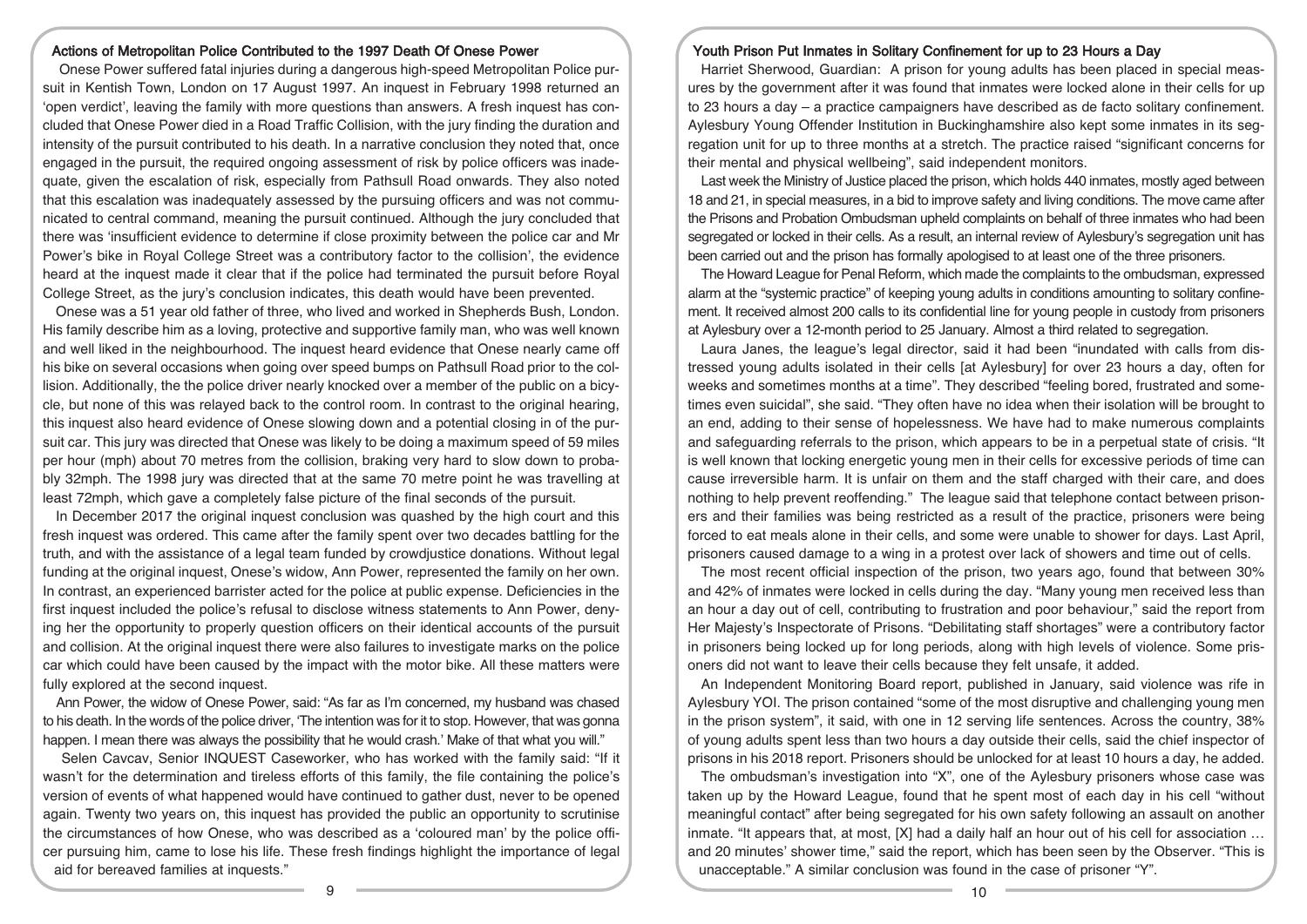## Actions of Metropolitan Police Contributed to the 1997 Death Of Onese Power

Onese Power suffered fatal injuries during a dangerous high-speed Metropolitan Police pursuit in Kentish Town, London on 17 August 1997. An inquest in February 1998 returned an 'open verdict', leaving the family with more questions than answers. A fresh inquest has concluded that Onese Power died in a Road Traffic Collision, with the jury finding the duration and intensity of the pursuit contributed to his death. In a narrative conclusion they noted that, once engaged in the pursuit, the required ongoing assessment of risk by police officers was inadequate, given the escalation of risk, especially from Pathsull Road onwards. They also noted that this escalation was inadequately assessed by the pursuing officers and was not communicated to central command, meaning the pursuit continued. Although the jury concluded that there was 'insufficient evidence to determine if close proximity between the police car and Mr Power's bike in Royal College Street was a contributory factor to the collision', the evidence heard at the inquest made it clear that if the police had terminated the pursuit before Royal College Street, as the jury's conclusion indicates, this death would have been prevented.

Onese was a 51 year old father of three, who lived and worked in Shepherds Bush, London. His family describe him as a loving, protective and supportive family man, who was well known and well liked in the neighbourhood. The inquest heard evidence that Onese nearly came off his bike on several occasions when going over speed bumps on Pathsull Road prior to the collision. Additionally, the the police driver nearly knocked over a member of the public on a bicycle, but none of this was relayed back to the control room. In contrast to the original hearing, this inquest also heard evidence of Onese slowing down and a potential closing in of the pursuit car. This jury was directed that Onese was likely to be doing a maximum speed of 59 miles per hour (mph) about 70 metres from the collision, braking very hard to slow down to probably 32mph. The 1998 jury was directed that at the same 70 metre point he was travelling at least 72mph, which gave a completely false picture of the final seconds of the pursuit.

In December 2017 the original inquest conclusion was quashed by the high court and this fresh inquest was ordered. This came after the family spent over two decades battling for the truth, and with the assistance of a legal team funded by crowdjustice donations. Without legal funding at the original inquest, Onese's widow, Ann Power, represented the family on her own. In contrast, an experienced barrister acted for the police at public expense. Deficiencies in the first inquest included the police's refusal to disclose witness statements to Ann Power, denying her the opportunity to properly question officers on their identical accounts of the pursuit and collision. At the original inquest there were also failures to investigate marks on the police car which could have been caused by the impact with the motor bike. All these matters were fully explored at the second inquest.

Ann Power, the widow of Onese Power, said: "As far as I'm concerned, my husband was chased to his death. In the words of the police driver, 'The intention was for it to stop. However, that was gonna happen. I mean there was always the possibility that he would crash.' Make of that what you will."

Selen Cavcav, Senior INQUEST Caseworker, who has worked with the family said: "If it wasn't for the determination and tireless efforts of this family, the file containing the police's version of events of what happened would have continued to gather dust, never to be opened again. Twenty two years on, this inquest has provided the public an opportunity to scrutinise the circumstances of how Onese, who was described as a 'coloured man' by the police officer pursuing him, came to lose his life. These fresh findings highlight the importance of legal aid for bereaved families at inquests."

## Youth Prison Put Inmates in Solitary Confinement for up to 23 Hours a Day

Harriet Sherwood, Guardian: A prison for young adults has been placed in special measures by the government after it was found that inmates were locked alone in their cells for up to 23 hours a day – a practice campaigners have described as de facto solitary confinement. Aylesbury Young Offender Institution in Buckinghamshire also kept some inmates in its segregation unit for up to three months at a stretch. The practice raised "significant concerns for their mental and physical wellbeing", said independent monitors.

Last week the Ministry of Justice placed the prison, which holds 440 inmates, mostly aged between 18 and 21, in special measures, in a bid to improve safety and living conditions. The move came after the Prisons and Probation Ombudsman upheld complaints on behalf of three inmates who had been segregated or locked in their cells. As a result, an internal review of Aylesbury's segregation unit has been carried out and the prison has formally apologised to at least one of the three prisoners.

The Howard League for Penal Reform, which made the complaints to the ombudsman, expressed alarm at the "systemic practice" of keeping young adults in conditions amounting to solitary confinement. It received almost 200 calls to its confidential line for young people in custody from prisoners at Aylesbury over a 12-month period to 25 January. Almost a third related to segregation.

Laura Janes, the league's legal director, said it had been "inundated with calls from distressed young adults isolated in their cells [at Aylesbury] for over 23 hours a day, often for weeks and sometimes months at a time". They described "feeling bored, frustrated and sometimes even suicidal", she said. "They often have no idea when their isolation will be brought to an end, adding to their sense of hopelessness. We have had to make numerous complaints and safeguarding referrals to the prison, which appears to be in a perpetual state of crisis. "It is well known that locking energetic young men in their cells for excessive periods of time can cause irreversible harm. It is unfair on them and the staff charged with their care, and does nothing to help prevent reoffending." The league said that telephone contact between prisoners and their families was being restricted as a result of the practice, prisoners were being forced to eat meals alone in their cells, and some were unable to shower for days. Last April, prisoners caused damage to a wing in a protest over lack of showers and time out of cells.

The most recent official inspection of the prison, two years ago, found that between 30% and 42% of inmates were locked in cells during the day. "Many young men received less than an hour a day out of cell, contributing to frustration and poor behaviour," said the report from Her Majesty's Inspectorate of Prisons. "Debilitating staff shortages" were a contributory factor in prisoners being locked up for long periods, along with high levels of violence. Some prisoners did not want to leave their cells because they felt unsafe, it added.

An Independent Monitoring Board report, published in January, said violence was rife in Aylesbury YOI. The prison contained "some of the most disruptive and challenging young men in the prison system", it said, with one in 12 serving life sentences. Across the country, 38% of young adults spent less than two hours a day outside their cells, said the chief inspector of prisons in his 2018 report. Prisoners should be unlocked for at least 10 hours a day, he added.

The ombudsman's investigation into "X", one of the Aylesbury prisoners whose case was taken up by the Howard League, found that he spent most of each day in his cell "without meaningful contact" after being segregated for his own safety following an assault on another inmate. "It appears that, at most, [X] had a daily half an hour out of his cell for association … and 20 minutes' shower time," said the report, which has been seen by the Observer. "This is unacceptable." A similar conclusion was found in the case of prisoner "Y".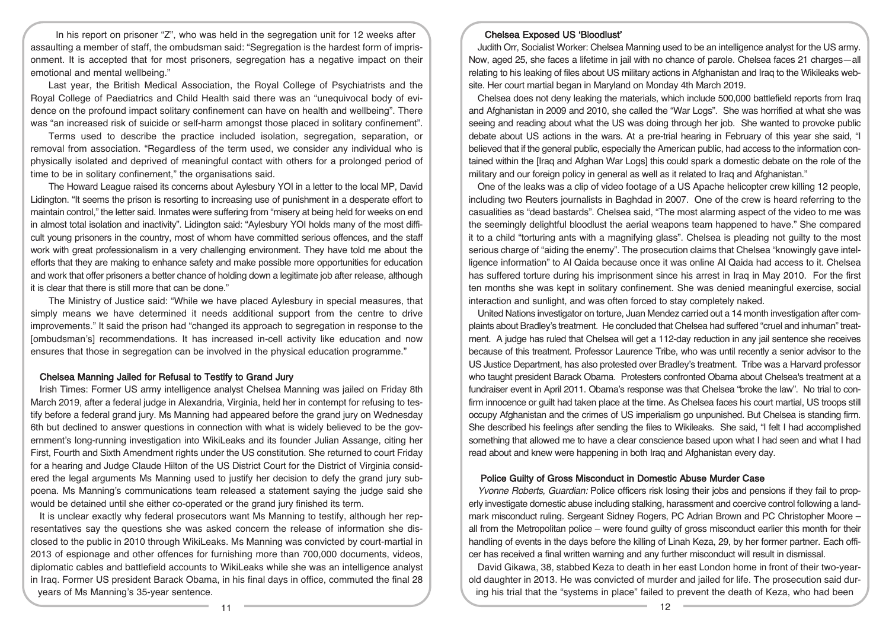In his report on prisoner "Z", who was held in the segregation unit for 12 weeks after assaulting a member of staff, the ombudsman said: "Segregation is the hardest form of imprisonment. It is accepted that for most prisoners, segregation has a negative impact on their emotional and mental wellbeing."

Last year, the British Medical Association, the Royal College of Psychiatrists and the Royal College of Paediatrics and Child Health said there was an "unequivocal body of evidence on the profound impact solitary confinement can have on health and wellbeing". There was "an increased risk of suicide or self-harm amongst those placed in solitary confinement".

Terms used to describe the practice included isolation, segregation, separation, or removal from association. "Regardless of the term used, we consider any individual who is physically isolated and deprived of meaningful contact with others for a prolonged period of time to be in solitary confinement," the organisations said.

The Howard League raised its concerns about Aylesbury YOI in a letter to the local MP, David Lidington. "It seems the prison is resorting to increasing use of punishment in a desperate effort to maintain control," the letter said. Inmates were suffering from "misery at being held for weeks on end in almost total isolation and inactivity". Lidington said: "Aylesbury YOI holds many of the most difficult young prisoners in the country, most of whom have committed serious offences, and the staff work with great professionalism in a very challenging environment. They have told me about the efforts that they are making to enhance safety and make possible more opportunities for education and work that offer prisoners a better chance of holding down a legitimate job after release, although it is clear that there is still more that can be done."

The Ministry of Justice said: "While we have placed Aylesbury in special measures, that simply means we have determined it needs additional support from the centre to drive improvements." It said the prison had "changed its approach to segregation in response to the [ombudsman's] recommendations. It has increased in-cell activity like education and now ensures that those in segregation can be involved in the physical education programme."

### Chelsea Manning Jailed for Refusal to Testify to Grand Jury

Irish Times: Former US army intelligence analyst Chelsea Manning was jailed on Friday 8th March 2019, after a federal judge in Alexandria, Virginia, held her in contempt for refusing to testify before a federal grand jury. Ms Manning had appeared before the grand jury on Wednesday 6th but declined to answer questions in connection with what is widely believed to be the government's long-running investigation into WikiLeaks and its founder Julian Assange, citing her First, Fourth and Sixth Amendment rights under the US constitution. She returned to court Friday for a hearing and Judge Claude Hilton of the US District Court for the District of Virginia considered the legal arguments Ms Manning used to justify her decision to defy the grand jury subpoena. Ms Manning's communications team released a statement saying the judge said she would be detained until she either co-operated or the grand jury finished its term.

It is unclear exactly why federal prosecutors want Ms Manning to testify, although her representatives say the questions she was asked concern the release of information she disclosed to the public in 2010 through WikiLeaks. Ms Manning was convicted by court-martial in 2013 of espionage and other offences for furnishing more than 700,000 documents, videos, diplomatic cables and battlefield accounts to WikiLeaks while she was an intelligence analyst in Iraq. Former US president Barack Obama, in his final days in office, commuted the final 28 years of Ms Manning's 35-year sentence.

### Chelsea Exposed US 'Bloodlust'

Judith Orr, Socialist Worker: Chelsea Manning used to be an intelligence analyst for the US army. Now, aged 25, she faces a lifetime in jail with no chance of parole. Chelsea faces 21 charges—all relating to his leaking of files about US military actions in Afghanistan and Iraq to the Wikileaks website. Her court martial began in Maryland on Monday 4th March 2019.

Chelsea does not deny leaking the materials, which include 500,000 battlefield reports from Iraq and Afghanistan in 2009 and 2010, she called the "War Logs". She was horrified at what she was seeing and reading about what the US was doing through her job. She wanted to provoke public debate about US actions in the wars. At a pre-trial hearing in February of this year she said, "I believed that if the general public, especially the American public, had access to the information contained within the [Iraq and Afghan War Logs] this could spark a domestic debate on the role of the military and our foreign policy in general as well as it related to Iraq and Afghanistan."

One of the leaks was a clip of video footage of a US Apache helicopter crew killing 12 people, including two Reuters journalists in Baghdad in 2007. One of the crew is heard referring to the casualities as "dead bastards". Chelsea said, "The most alarming aspect of the video to me was the seemingly delightful bloodlust the aerial weapons team happened to have." She compared it to a child "torturing ants with a magnifying glass". Chelsea is pleading not guilty to the most serious charge of "aiding the enemy". The prosecution claims that Chelsea "knowingly gave intelligence information" to Al Qaida because once it was online Al Qaida had access to it. Chelsea has suffered torture during his imprisonment since his arrest in Iraq in May 2010. For the first ten months she was kept in solitary confinement. She was denied meaningful exercise, social interaction and sunlight, and was often forced to stay completely naked.

United Nations investigator on torture, Juan Mendez carried out a 14 month investigation after complaints about Bradley's treatment. He concluded that Chelsea had suffered "cruel and inhuman" treatment. A judge has ruled that Chelsea will get a 112-day reduction in any jail sentence she receives because of this treatment. Professor Laurence Tribe, who was until recently a senior advisor to the US Justice Department, has also protested over Bradley's treatment. Tribe was a Harvard professor who taught president Barack Obama. Protesters confronted Obama about Chelsea's treatment at a fundraiser event in April 2011. Obama's response was that Chelsea "broke the law". No trial to confirm innocence or guilt had taken place at the time. As Chelsea faces his court martial, US troops still occupy Afghanistan and the crimes of US imperialism go unpunished. But Chelsea is standing firm. She described his feelings after sending the files to Wikileaks. She said, "I felt I had accomplished something that allowed me to have a clear conscience based upon what I had seen and what I had read about and knew were happening in both Iraq and Afghanistan every day.

### Police Guilty of Gross Misconduct in Domestic Abuse Murder Case

*Yvonne Roberts, Guardian:* Police officers risk losing their jobs and pensions if they fail to properly investigate domestic abuse including stalking, harassment and coercive control following a landmark misconduct ruling. Sergeant Sidney Rogers, PC Adrian Brown and PC Christopher Moore – all from the Metropolitan police – were found guilty of gross misconduct earlier this month for their handling of events in the days before the killing of Linah Keza, 29, by her former partner. Each officer has received a final written warning and any further misconduct will result in dismissal.

David Gikawa, 38, stabbed Keza to death in her east London home in front of their two-year-old daughter in 2013. He was convicted of murder and jailed for life. The prosecution said during his trial that the "systems in place" failed to prevent the death of Keza, who had been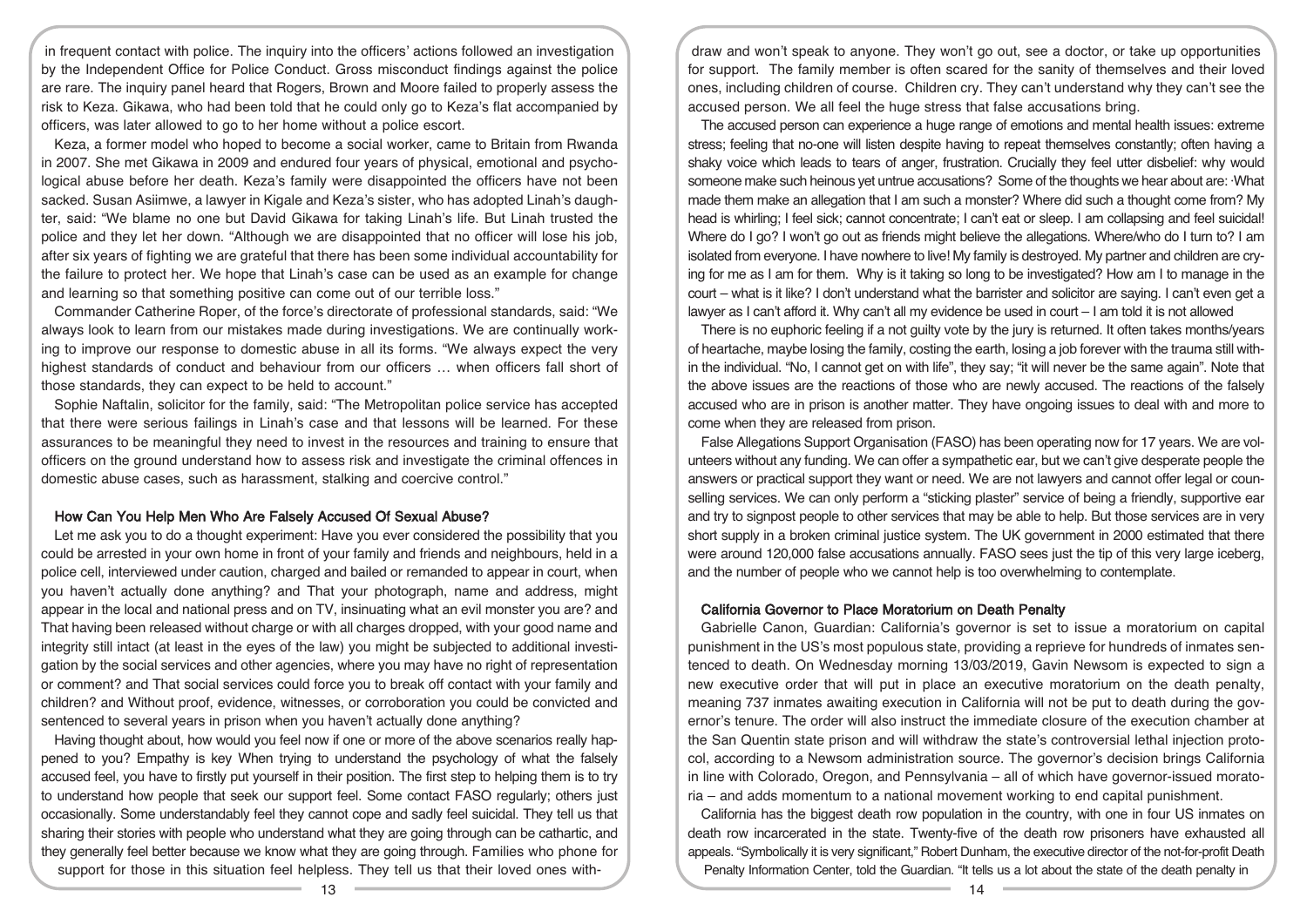in frequent contact with police. The inquiry into the officers' actions followed an investigation by the Independent Office for Police Conduct. Gross misconduct findings against the police are rare. The inquiry panel heard that Rogers, Brown and Moore failed to properly assess the risk to Keza. Gikawa, who had been told that he could only go to Keza's flat accompanied by officers, was later allowed to go to her home without a police escort.

Keza, a former model who hoped to become a social worker, came to Britain from Rwanda in 2007. She met Gikawa in 2009 and endured four years of physical, emotional and psychological abuse before her death. Keza's family were disappointed the officers have not been sacked. Susan Asiimwe, a lawyer in Kigale and Keza's sister, who has adopted Linah's daughter, said: "We blame no one but David Gikawa for taking Linah's life. But Linah trusted the police and they let her down. "Although we are disappointed that no officer will lose his job, after six years of fighting we are grateful that there has been some individual accountability for the failure to protect her. We hope that Linah's case can be used as an example for change and learning so that something positive can come out of our terrible loss."

Commander Catherine Roper, of the force's directorate of professional standards, said: "We always look to learn from our mistakes made during investigations. We are continually working to improve our response to domestic abuse in all its forms. "We always expect the very highest standards of conduct and behaviour from our officers … when officers fall short of those standards, they can expect to be held to account."

Sophie Naftalin, solicitor for the family, said: "The Metropolitan police service has accepted that there were serious failings in Linah's case and that lessons will be learned. For these assurances to be meaningful they need to invest in the resources and training to ensure that officers on the ground understand how to assess risk and investigate the criminal offences in domestic abuse cases, such as harassment, stalking and coercive control."

## How Can You Help Men Who Are Falsely Accused Of Sexual Abuse?

Let me ask you to do a thought experiment: Have you ever considered the possibility that you could be arrested in your own home in front of your family and friends and neighbours, held in a police cell, interviewed under caution, charged and bailed or remanded to appear in court, when you haven't actually done anything? and That your photograph, name and address, might appear in the local and national press and on TV, insinuating what an evil monster you are? and That having been released without charge or with all charges dropped, with your good name and integrity still intact (at least in the eyes of the law) you might be subjected to additional investigation by the social services and other agencies, where you may have no right of representation or comment? and That social services could force you to break off contact with your family and children? and Without proof, evidence, witnesses, or corroboration you could be convicted and sentenced to several years in prison when you haven't actually done anything?

Having thought about, how would you feel now if one or more of the above scenarios really happened to you? Empathy is key When trying to understand the psychology of what the falsely accused feel, you have to firstly put yourself in their position. The first step to helping them is to try to understand how people that seek our support feel. Some contact FASO regularly; others just occasionally. Some understandably feel they cannot cope and sadly feel suicidal. They tell us that sharing their stories with people who understand what they are going through can be cathartic, and they generally feel better because we know what they are going through. Families who phone for support for those in this situation feel helpless. They tell us that their loved ones withdraw and won't speak to anyone. They won't go out, see a doctor, or take up opportunities for support. The family member is often scared for the sanity of themselves and their loved ones, including children of course. Children cry. They can't understand why they can't see the accused person. We all feel the huge stress that false accusations bring.

The accused person can experience a huge range of emotions and mental health issues: extreme stress; feeling that no-one will listen despite having to repeat themselves constantly; often having a shaky voice which leads to tears of anger, frustration. Crucially they feel utter disbelief: why would someone make such heinous yet untrue accusations? Some of the thoughts we hear about are: ·What made them make an allegation that I am such a monster? Where did such a thought come from? My head is whirling; I feel sick; cannot concentrate; I can't eat or sleep. I am collapsing and feel suicidal! Where do I go? I won't go out as friends might believe the allegations. Where/who do I turn to? I am isolated from everyone. I have nowhere to live! My family is destroyed. My partner and children are crying for me as I am for them. Why is it taking so long to be investigated? How am I to manage in the court – what is it like? I don't understand what the barrister and solicitor are saying. I can't even get a lawyer as I can't afford it. Why can't all my evidence be used in court – I am told it is not allowed

There is no euphoric feeling if a not guilty vote by the jury is returned. It often takes months/years of heartache, maybe losing the family, costing the earth, losing a job forever with the trauma still within the individual. "No, I cannot get on with life", they say; "it will never be the same again". Note that the above issues are the reactions of those who are newly accused. The reactions of the falsely accused who are in prison is another matter. They have ongoing issues to deal with and more to come when they are released from prison.

False Allegations Support Organisation (FASO) has been operating now for 17 years. We are volunteers without any funding. We can offer a sympathetic ear, but we can't give desperate people the answers or practical support they want or need. We are not lawyers and cannot offer legal or counselling services. We can only perform a "sticking plaster" service of being a friendly, supportive ear and try to signpost people to other services that may be able to help. But those services are in very short supply in a broken criminal justice system. The UK government in 2000 estimated that there were around 120,000 false accusations annually. FASO sees just the tip of this very large iceberg, and the number of people who we cannot help is too overwhelming to contemplate.

## California Governor to Place Moratorium on Death Penalty

Gabrielle Canon, Guardian: California's governor is set to issue a moratorium on capital punishment in the US's most populous state, providing a reprieve for hundreds of inmates sentenced to death. On Wednesday morning 13/03/2019, Gavin Newsom is expected to sign a new executive order that will put in place an executive moratorium on the death penalty, meaning 737 inmates awaiting execution in California will not be put to death during the governor's tenure. The order will also instruct the immediate closure of the execution chamber at the San Quentin state prison and will withdraw the state's controversial lethal injection protocol, according to a Newsom administration source. The governor's decision brings California in line with Colorado, Oregon, and Pennsylvania – all of which have governor-issued moratoria – and adds momentum to a national movement working to end capital punishment.

California has the biggest death row population in the country, with one in four US inmates on death row incarcerated in the state. Twenty-five of the death row prisoners have exhausted all appeals. "Symbolically it is very significant," Robert Dunham, the executive director of the not-for-profit Death Penalty Information Center, told the Guardian. "It tells us a lot about the state of the death penalty in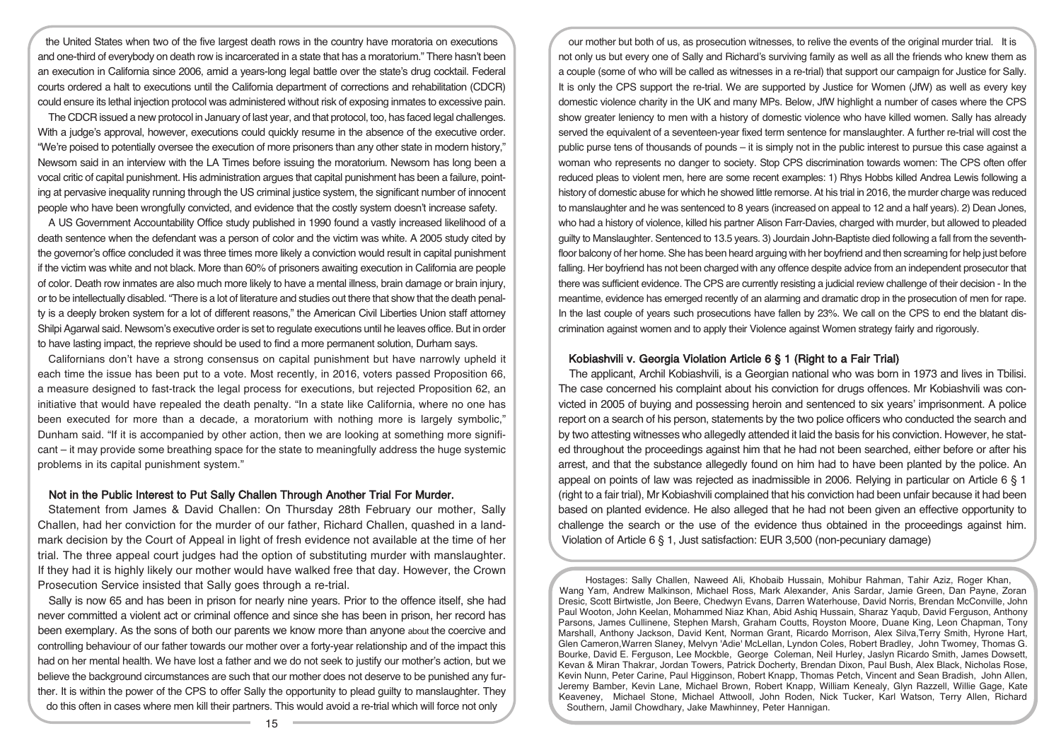the United States when two of the five largest death rows in the country have moratoria on executions and one-third of everybody on death row is incarcerated in a state that has a moratorium." There hasn't been an execution in California since 2006, amid a years-long legal battle over the state's drug cocktail. Federal courts ordered a halt to executions until the California department of corrections and rehabilitation (CDCR) could ensure its lethal injection protocol was administered without risk of exposing inmates to excessive pain.

The CDCR issued a new protocol in January of last year, and that protocol, too, has faced legal challenges. With a judge's approval, however, executions could quickly resume in the absence of the executive order. "We're poised to potentially oversee the execution of more prisoners than any other state in modern history," Newsom said in an interview with the LA Times before issuing the moratorium. Newsom has long been a vocal critic of capital punishment. His administration argues that capital punishment has been a failure, pointing at pervasive inequality running through the US criminal justice system, the significant number of innocent people who have been wrongfully convicted, and evidence that the costly system doesn't increase safety.

A US Government Accountability Office study published in 1990 found a vastly increased likelihood of a death sentence when the defendant was a person of color and the victim was white. A 2005 study cited by the governor's office concluded it was three times more likely a conviction would result in capital punishment if the victim was white and not black. More than 60% of prisoners awaiting execution in California are people of color. Death row inmates are also much more likely to have a mental illness, brain damage or brain injury, or to be intellectually disabled. "There is a lot of literature and studies out there that show that the death penalty is a deeply broken system for a lot of different reasons," the American Civil Liberties Union staff attorney Shilpi Agarwal said. Newsom's executive order is set to regulate executions until he leaves office. But in order to have lasting impact, the reprieve should be used to find a more permanent solution, Durham says.

Californians don't have a strong consensus on capital punishment but have narrowly upheld it each time the issue has been put to a vote. Most recently, in 2016, voters passed Proposition 66, a measure designed to fast-track the legal process for executions, but rejected Proposition 62, an initiative that would have repealed the death penalty. "In a state like California, where no one has been executed for more than a decade, a moratorium with nothing more is largely symbolic," Dunham said. "If it is accompanied by other action, then we are looking at something more significant – it may provide some breathing space for the state to meaningfully address the huge systemic problems in its capital punishment system."

## Not in the Public Interest to Put Sally Challen Through Another Trial For Murder.

Statement from James & David Challen: On Thursday 28th February our mother, Sally Challen, had her conviction for the murder of our father, Richard Challen, quashed in a landmark decision by the Court of Appeal in light of fresh evidence not available at the time of her trial. The three appeal court judges had the option of substituting murder with manslaughter. If they had it is highly likely our mother would have walked free that day. However, the Crown Prosecution Service insisted that Sally goes through a re-trial.

Sally is now 65 and has been in prison for nearly nine years. Prior to the offence itself, she had never committed a violent act or criminal offence and since she has been in prison, her record has been exemplary. As the sons of both our parents we know more than anyone about the coercive and controlling behaviour of our father towards our mother over a forty-year relationship and of the impact this had on her mental health. We have lost a father and we do not seek to justify our mother's action, but we believe the background circumstances are such that our mother does not deserve to be punished any further. It is within the power of the CPS to offer Sally the opportunity to plead guilty to manslaughter. They do this often in cases where men kill their partners. This would avoid a re-trial which will force not only our mother but both of us, as prosecution witnesses, to relive the events of the original murder trial. It is not only us but every one of Sally and Richard's surviving family as well as all the friends who knew them as a couple (some of who will be called as witnesses in a re-trial) that support our campaign for Justice for Sally. It is only the CPS support the re-trial. We are supported by Justice for Women (JfW) as well as every key domestic violence charity in the UK and many MPs. Below, JfW highlight a number of cases where the CPS show greater leniency to men with a history of domestic violence who have killed women. Sally has already served the equivalent of a seventeen-year fixed term sentence for manslaughter. A further re-trial will cost the public purse tens of thousands of pounds – it is simply not in the public interest to pursue this case against a woman who represents no danger to society. Stop CPS discrimination towards women: The CPS often offer reduced pleas to violent men, here are some recent examples: 1) Rhys Hobbs killed Andrea Lewis following a history of domestic abuse for which he showed little remorse. At his trial in 2016, the murder charge was reduced to manslaughter and he was sentenced to 8 years (increased on appeal to 12 and a half years). 2) Dean Jones, who had a history of violence, killed his partner Alison Farr-Davies, charged with murder, but allowed to pleaded guilty to Manslaughter. Sentenced to 13.5 years. 3) Jourdain John-Baptiste died following a fall from the seventh-floor balcony of her home. She has been heard arguing with her boyfriend and then screaming for help just before falling. Her boyfriend has not been charged with any offence despite advice from an independent prosecutor that there was sufficient evidence. The CPS are currently resisting a judicial review challenge of their decision - In the meantime, evidence has emerged recently of an alarming and dramatic drop in the prosecution of men for rape. In the last couple of years such prosecutions have fallen by 23%. We call on the CPS to end the blatant discrimination against women and to apply their Violence against Women strategy fairly and rigorously.

## Kobiashvili v. Georgia Violation Article 6 § 1 (Right to a Fair Trial)

The applicant, Archil Kobiashvili, is a Georgian national who was born in 1973 and lives in Tbilisi. The case concerned his complaint about his conviction for drugs offences. Mr Kobiashvili was convicted in 2005 of buying and possessing heroin and sentenced to six years' imprisonment. A police report on a search of his person, statements by the two police officers who conducted the search and by two attesting witnesses who allegedly attended it laid the basis for his conviction. However, he stated throughout the proceedings against him that he had not been searched, either before or after his arrest, and that the substance allegedly found on him had to have been planted by the police. An appeal on points of law was rejected as inadmissible in 2006. Relying in particular on Article 6 § 1 (right to a fair trial), Mr Kobiashvili complained that his conviction had been unfair because it had been based on planted evidence. He also alleged that he had not been given an effective opportunity to challenge the search or the use of the evidence thus obtained in the proceedings against him. Violation of Article 6 § 1, Just satisfaction: EUR 3,500 (non-pecuniary damage)

Hostages: Sally Challen, Naweed Ali, Khobaib Hussain, Mohibur Rahman, Tahir Aziz, Roger Khan, Wang Yam, Andrew Malkinson, Michael Ross, Mark Alexander, Anis Sardar, Jamie Green, Dan Payne, Zoran Dresic, Scott Birtwistle, Jon Beere, Chedwyn Evans, Darren Waterhouse, David Norris, Brendan McConville, John Paul Wooton, John Keelan, Mohammed Niaz Khan, Abid Ashiq Hussain, Sharaz Yaqub, David Ferguson, Anthony Parsons, James Cullinene, Stephen Marsh, Graham Coutts, Royston Moore, Duane King, Leon Chapman, Tony Marshall, Anthony Jackson, David Kent, Norman Grant, Ricardo Morrison, Alex Silva,Terry Smith, Hyrone Hart, Glen Cameron,Warren Slaney, Melvyn 'Adie' McLellan, Lyndon Coles, Robert Bradley, John Twomey, Thomas G. Bourke, David E. Ferguson, Lee Mockble, George Coleman, Neil Hurley, Jaslyn Ricardo Smith, James Dowsett, Kevan & Miran Thakrar, Jordan Towers, Patrick Docherty, Brendan Dixon, Paul Bush, Alex Black, Nicholas Rose, Kevin Nunn, Peter Carine, Paul Higginson, Robert Knapp, Thomas Petch, Vincent and Sean Bradish, John Allen, Jeremy Bamber, Kevin Lane, Michael Brown, Robert Knapp, William Kenealy, Glyn Razzell, Willie Gage, Kate Keaveney, Michael Stone, Michael Attwooll, John Roden, Nick Tucker, Karl Watson, Terry Allen, Richard Southern, Jamil Chowdhary, Jake Mawhinney, Peter Hannigan.